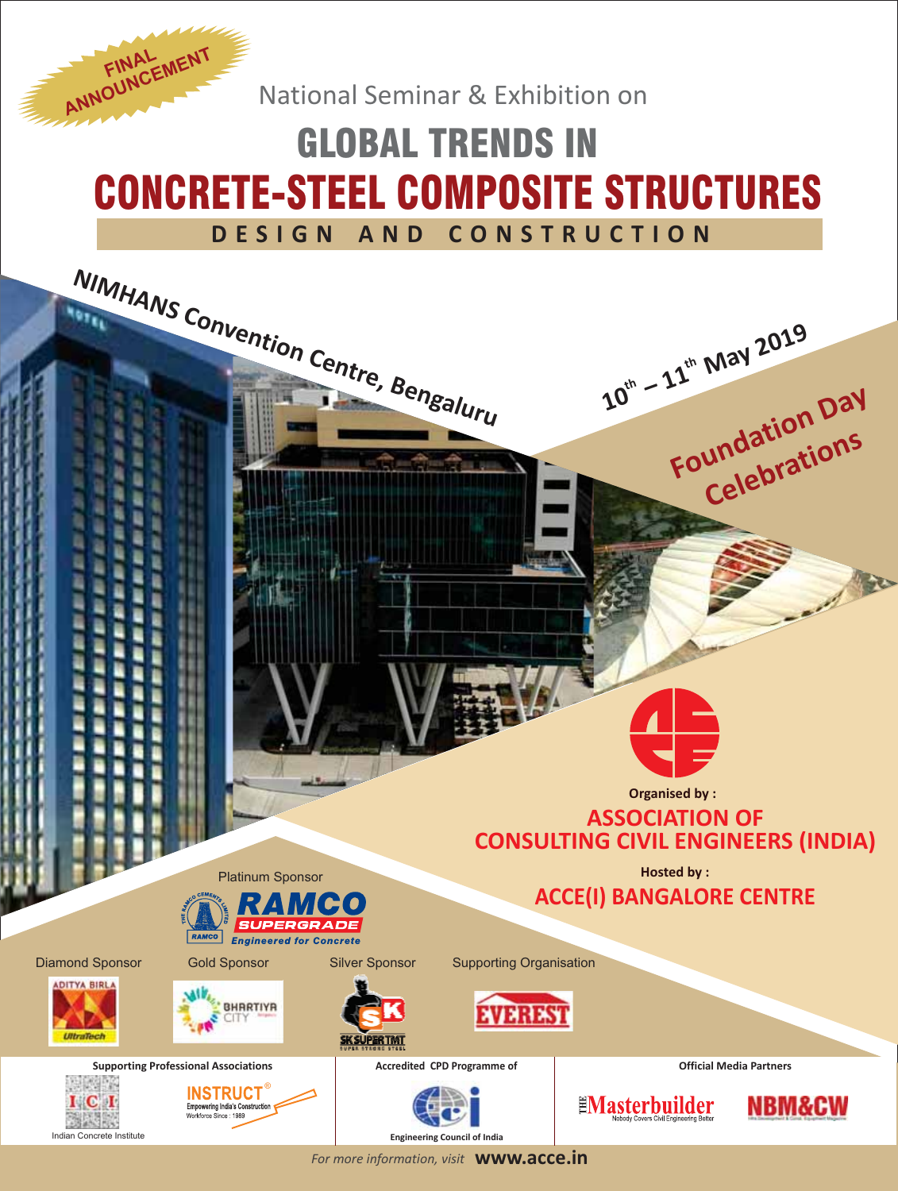FINAL ANNOUNCEMENT

National Seminar & Exhibition on

# GLOBAL TRENDS IN
# CONCRETE-STEEL COMPOSITE STRUCTURES

## DESIGN AND CONSTRUCTION

**NIMHANS Convention Centre, Bengaluru**

**10th – 11th May 2019**

**Foundation Day Celebrations**

**Organised by :**

## ASSOCIATION OF CONSULTING CIVIL ENGINEERS (INDIA)

**Hosted by :**

## ACCE(I) BANGALORE CENTRE

Platinum Sponsor

RAMCO SUPERGRADE — Engineered for Concrete

Diamond Sponsor — ADITYA BIRLA UltraTech

Gold Sponsor — BHARTIYA CITY

Silver Sponsor — SK SUPER TMT

Supporting Organisation — EVEREST

**Supporting Professional Associations**

ICI — Indian Concrete Institute

INSTRUCT® — Empowering India's Construction Workforce Since : 1989

**Accredited CPD Programme of**

Engineering Council of India

**Official Media Partners**

THE Masterbuilder — Nobody Covers Civil Engineering Better

NBM&CW

*For more information, visit* **www.acce.in**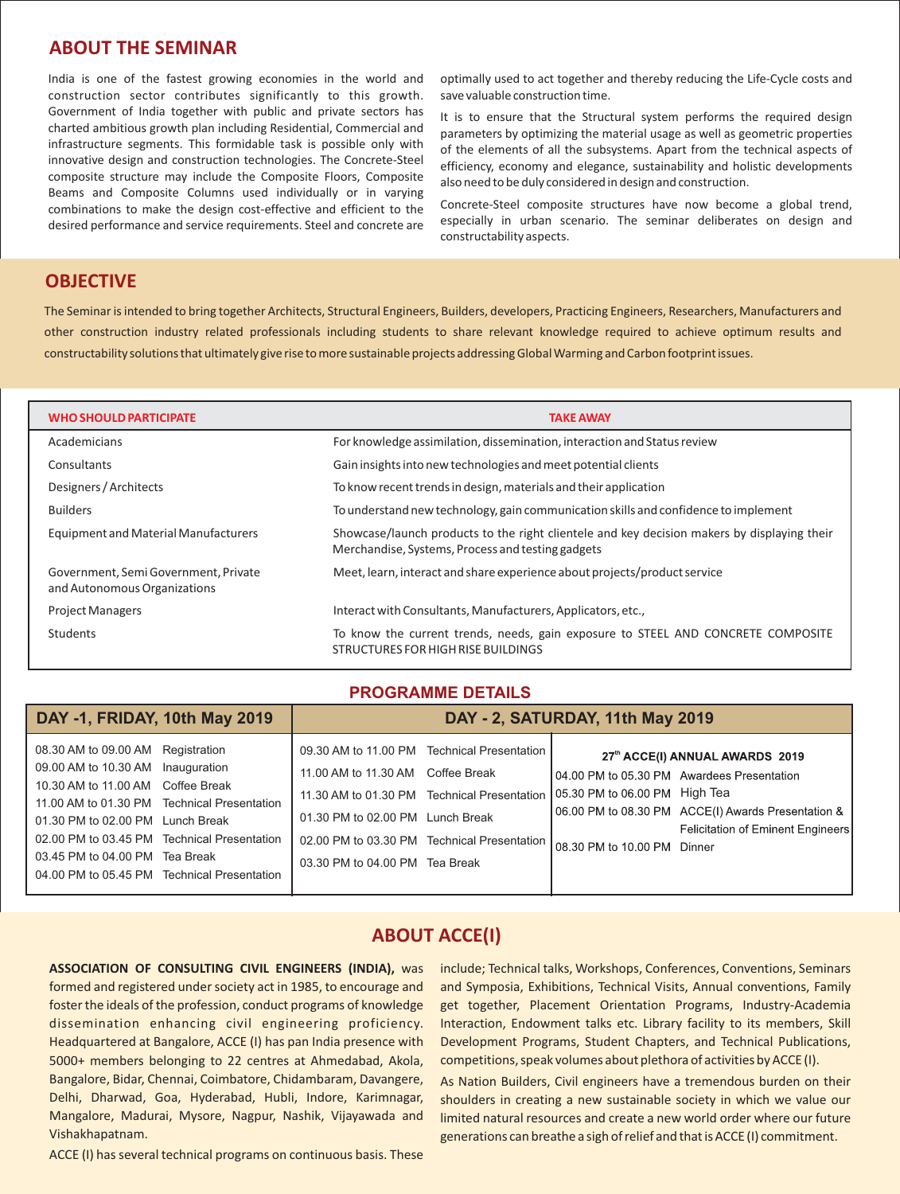## ABOUT THE SEMINAR

India is one of the fastest growing economies in the world and construction sector contributes significantly to this growth. Government of India together with public and private sectors has charted ambitious growth plan including Residential, Commercial and infrastructure segments. This formidable task is possible only with innovative design and construction technologies. The Concrete-Steel composite structure may include the Composite Floors, Composite Beams and Composite Columns used individually or in varying combinations to make the design cost-effective and efficient to the desired performance and service requirements. Steel and concrete are optimally used to act together and thereby reducing the Life-Cycle costs and save valuable construction time.

It is to ensure that the Structural system performs the required design parameters by optimizing the material usage as well as geometric properties of the elements of all the subsystems. Apart from the technical aspects of efficiency, economy and elegance, sustainability and holistic developments also need to be duly considered in design and construction.

Concrete-Steel composite structures have now become a global trend, especially in urban scenario. The seminar deliberates on design and constructability aspects.

## OBJECTIVE

The Seminar is intended to bring together Architects, Structural Engineers, Builders, developers, Practicing Engineers, Researchers, Manufacturers and other construction industry related professionals including students to share relevant knowledge required to achieve optimum results and constructability solutions that ultimately give rise to more sustainable projects addressing Global Warming and Carbon footprint issues.

| WHO SHOULD PARTICIPATE | TAKE AWAY |
|---|---|
| Academicians | For knowledge assimilation, dissemination, interaction and Status review |
| Consultants | Gain insights into new technologies and meet potential clients |
| Designers / Architects | To know recent trends in design, materials and their application |
| Builders | To understand new technology, gain communication skills and confidence to implement |
| Equipment and Material Manufacturers | Showcase/launch products to the right clientele and key decision makers by displaying their Merchandise, Systems, Process and testing gadgets |
| Government, Semi Government, Private and Autonomous Organizations | Meet, learn, interact and share experience about projects/product service |
| Project Managers | Interact with Consultants, Manufacturers, Applicators, etc., |
| Students | To know the current trends, needs, gain exposure to STEEL AND CONCRETE COMPOSITE STRUCTURES FOR HIGH RISE BUILDINGS |

## PROGRAMME DETAILS

### DAY -1, FRIDAY, 10th May 2019

| Time | Session |
|---|---|
| 08.30 AM to 09.00 AM | Registration |
| 09.00 AM to 10.30 AM | Inauguration |
| 10.30 AM to 11.00 AM | Coffee Break |
| 11.00 AM to 01.30 PM | Technical Presentation |
| 01.30 PM to 02.00 PM | Lunch Break |
| 02.00 PM to 03.45 PM | Technical Presentation |
| 03.45 PM to 04.00 PM | Tea Break |
| 04.00 PM to 05.45 PM | Technical Presentation |

### DAY - 2, SATURDAY, 11th May 2019

| Time | Session |
|---|---|
| 09.30 AM to 11.00 PM | Technical Presentation |
| 11.00 AM to 11.30 AM | Coffee Break |
| 11.30 AM to 01.30 PM | Technical Presentation |
| 01.30 PM to 02.00 PM | Lunch Break |
| 02.00 PM to 03.30 PM | Technical Presentation |
| 03.30 PM to 04.00 PM | Tea Break |

**27th ACCE(I) ANNUAL AWARDS 2019**

| Time | Session |
|---|---|
| 04.00 PM to 05.30 PM | Awardees Presentation |
| 05.30 PM to 06.00 PM | High Tea |
| 06.00 PM to 08.30 PM | ACCE(I) Awards Presentation & Felicitation of Eminent Engineers |
| 08.30 PM to 10.00 PM | Dinner |

## ABOUT ACCE(I)

**ASSOCIATION OF CONSULTING CIVIL ENGINEERS (INDIA),** was formed and registered under society act in 1985, to encourage and foster the ideals of the profession, conduct programs of knowledge dissemination enhancing civil engineering proficiency. Headquartered at Bangalore, ACCE (I) has pan India presence with 5000+ members belonging to 22 centres at Ahmedabad, Akola, Bangalore, Bidar, Chennai, Coimbatore, Chidambaram, Davangere, Delhi, Dharwad, Goa, Hyderabad, Hubli, Indore, Karimnagar, Mangalore, Madurai, Mysore, Nagpur, Nashik, Vijayawada and Vishakhapatnam.

ACCE (I) has several technical programs on continuous basis. These include; Technical talks, Workshops, Conferences, Conventions, Seminars and Symposia, Exhibitions, Technical Visits, Annual conventions, Family get together, Placement Orientation Programs, Industry-Academia Interaction, Endowment talks etc. Library facility to its members, Skill Development Programs, Student Chapters, and Technical Publications, competitions, speak volumes about plethora of activities by ACCE (I).

As Nation Builders, Civil engineers have a tremendous burden on their shoulders in creating a new sustainable society in which we value our limited natural resources and create a new world order where our future generations can breathe a sigh of relief and that is ACCE (I) commitment.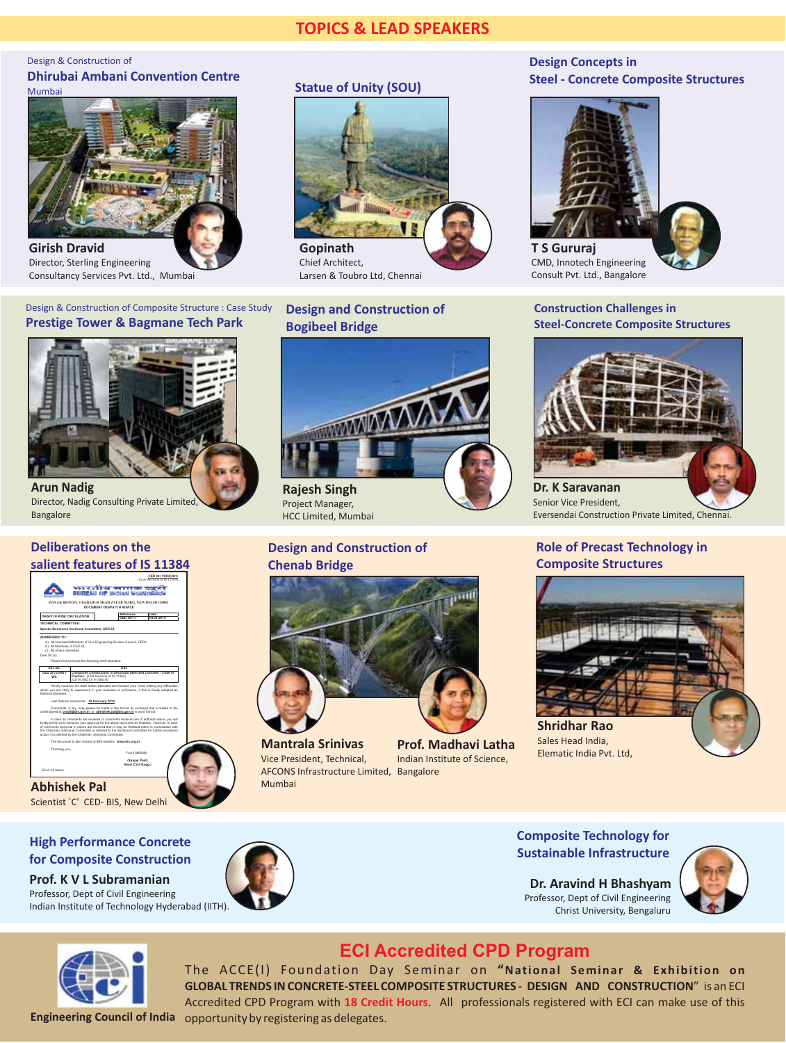# TOPICS & LEAD SPEAKERS

### Design & Construction of Dhirubai Ambani Convention Centre
Mumbai

**Girish Dravid**
Director, Sterling Engineering Consultancy Services Pvt. Ltd., Mumbai

### Statue of Unity (SOU)

**Gopinath**
Chief Architect,
Larsen & Toubro Ltd, Chennai

### Design Concepts in Steel - Concrete Composite Structures

**T S Gururaj**
CMD, Innotech Engineering Consult Pvt. Ltd., Bangalore

### Design & Construction of Composite Structure : Case Study
### Prestige Tower & Bagmane Tech Park

**Arun Nadig**
Director, Nadig Consulting Private Limited, Bangalore

### Design and Construction of Bogibeel Bridge

**Rajesh Singh**
Project Manager,
HCC Limited, Mumbai

### Construction Challenges in Steel-Concrete Composite Structures

**Dr. K Saravanan**
Senior Vice President,
Eversendai Construction Private Limited, Chennai.

### Deliberations on the salient features of IS 11384

**Abhishek Pal**
Scientist `C' CED- BIS, New Delhi

### Design and Construction of Chenab Bridge

**Mantrala Srinivas**
Vice President, Technical,
AFCONS Infrastructure Limited, Mumbai

**Prof. Madhavi Latha**
Indian Institute of Science, Bangalore

### Role of Precast Technology in Composite Structures

**Shridhar Rao**
Sales Head India,
Elematic India Pvt. Ltd,

### High Performance Concrete for Composite Construction

**Prof. K V L Subramanian**
Professor, Dept of Civil Engineering
Indian Institute of Technology Hyderabad (IITH).

### Composite Technology for Sustainable Infrastructure

**Dr. Aravind H Bhashyam**
Professor, Dept of Civil Engineering
Christ University, Bengaluru

## ECI Accredited CPD Program

Engineering Council of India

The ACCE(I) Foundation Day Seminar on **"National Seminar & Exhibition on GLOBAL TRENDS IN CONCRETE-STEEL COMPOSITE STRUCTURES - DESIGN AND CONSTRUCTION"** is an ECI Accredited CPD Program with **18 Credit Hours**. All professionals registered with ECI can make use of this opportunity by registering as delegates.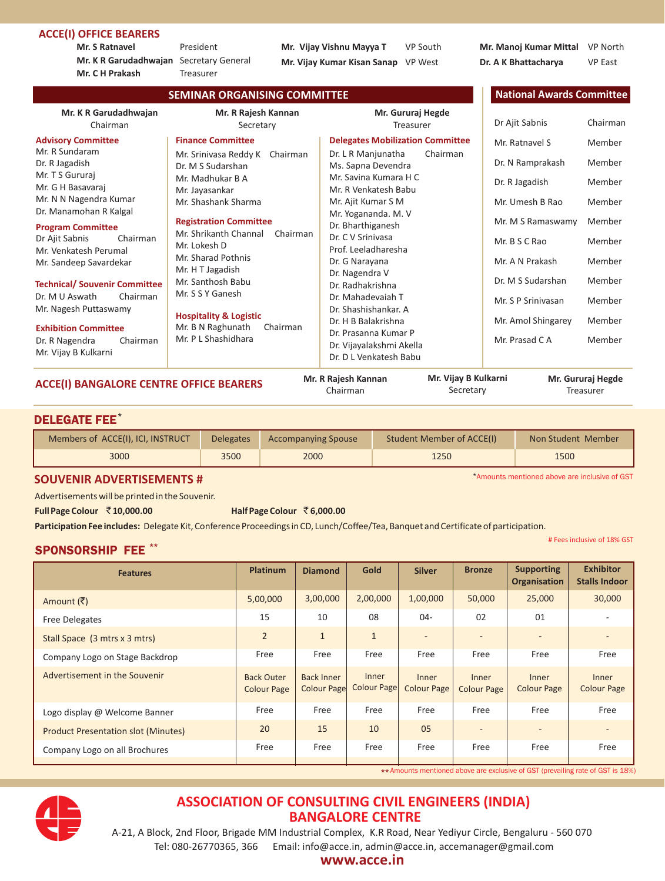## ACCE(I) OFFICE BEARERS

**Mr. S Ratnavel** President
**Mr. K R Garudadhwajan** Secretary General
**Mr. C H Prakash** Treasurer
**Mr. Vijay Vishnu Mayya T** VP South
**Mr. Vijay Kumar Kisan Sanap** VP West
**Mr. Manoj Kumar Mittal** VP North
**Dr. A K Bhattacharya** VP East

## SEMINAR ORGANISING COMMITTEE

**Mr. K R Garudadhwajan** Chairman
**Mr. R Rajesh Kannan** Secretary
**Mr. Gururaj Hegde** Treasurer

### Advisory Committee
Mr. R Sundaram
Dr. R Jagadish
Mr. T S Gururaj
Mr. G H Basavaraj
Mr. N N Nagendra Kumar
Dr. Manamohan R Kalgal

### Program Committee
Dr Ajit Sabnis Chairman
Mr. Venkatesh Perumal
Mr. Sandeep Savardekar

### Technical/ Souvenir Committee
Dr. M U Aswath Chairman
Mr. Nagesh Puttaswamy

### Exhibition Committee
Dr. R Nagendra Chairman
Mr. Vijay B Kulkarni

### Finance Committee
Mr. Srinivasa Reddy K Chairman
Dr. M S Sudarshan
Mr. Madhukar B A
Mr. Jayasankar
Mr. Shashank Sharma

### Registration Committee
Mr. Shrikanth Channal Chairman
Mr. Lokesh D
Mr. Sharad Pothnis
Mr. H T Jagadish
Mr. Santhosh Babu
Mr. S S Y Ganesh

### Hospitality & Logistic
Mr. B N Raghunath Chairman
Mr. P L Shashidhara

### Delegates Mobilization Committee
Dr. L R Manjunatha Chairman
Ms. Sapna Devendra
Mr. Savina Kumara H C
Mr. R Venkatesh Babu
Mr. Ajit Kumar S M
Mr. Yogananda. M. V
Dr. Bharthiganesh
Dr. C V Srinivasa
Prof. Leeladharesha
Dr. G Narayana
Dr. Nagendra V
Dr. Radhakrishna
Dr. Mahadevaiah T
Dr. Shashishankar. A
Dr. H B Balakrishna
Dr. Prasanna Kumar P
Dr. Vijayalakshmi Akella
Dr. D L Venkatesh Babu

## National Awards Committee

| | |
|---|---|
| Dr Ajit Sabnis | Chairman |
| Mr. Ratnavel S | Member |
| Dr. N Ramprakash | Member |
| Dr. R Jagadish | Member |
| Mr. Umesh B Rao | Member |
| Mr. M S Ramaswamy | Member |
| Mr. B S C Rao | Member |
| Mr. A N Prakash | Member |
| Dr. M S Sudarshan | Member |
| Mr. S P Srinivasan | Member |
| Mr. Amol Shingarey | Member |
| Mr. Prasad C A | Member |

## ACCE(I) BANGALORE CENTRE OFFICE BEARERS

**Mr. R Rajesh Kannan** Chairman
**Mr. Vijay B Kulkarni** Secretary
**Mr. Gururaj Hegde** Treasurer

## DELEGATE FEE*

| Members of ACCE(I), ICI, INSTRUCT | Delegates | Accompanying Spouse | Student Member of ACCE(I) | Non Student Member |
|---|---|---|---|---|
| 3000 | 3500 | 2000 | 1250 | 1500 |

*Amounts mentioned above are inclusive of GST

## SOUVENIR ADVERTISEMENTS #

Advertisements will be printed in the Souvenir.

**Full Page Colour** ₹**10,000.00** **Half Page Colour** ₹**6,000.00**

**Participation Fee includes:** Delegate Kit, Conference Proceedings in CD, Lunch/Coffee/Tea, Banquet and Certificate of participation.

# Fees inclusive of 18% GST

## SPONSORSHIP FEE **

| Features | Platinum | Diamond | Gold | Silver | Bronze | Supporting Organisation | Exhibitor Stalls Indoor |
|---|---|---|---|---|---|---|---|
| Amount (₹) | 5,00,000 | 3,00,000 | 2,00,000 | 1,00,000 | 50,000 | 25,000 | 30,000 |
| Free Delegates | 15 | 10 | 08 | 04- | 02 | 01 | - |
| Stall Space (3 mtrs x 3 mtrs) | 2 | 1 | 1 | - | - | - | - |
| Company Logo on Stage Backdrop | Free | Free | Free | Free | Free | Free | Free |
| Advertisement in the Souvenir | Back Outer Colour Page | Back Inner Colour Page | Inner Colour Page | Inner Colour Page | Inner Colour Page | Inner Colour Page | Inner Colour Page |
| Logo display @ Welcome Banner | Free | Free | Free | Free | Free | Free | Free |
| Product Presentation slot (Minutes) | 20 | 15 | 10 | 05 | - | - | - |
| Company Logo on all Brochures | Free | Free | Free | Free | Free | Free | Free |

**Amounts mentioned above are exclusive of GST (prevailing rate of GST is 18%)

## ASSOCIATION OF CONSULTING CIVIL ENGINEERS (INDIA)
## BANGALORE CENTRE

A-21, A Block, 2nd Floor, Brigade MM Industrial Complex, K.R Road, Near Yediyur Circle, Bengaluru - 560 070
Tel: 080-26770365, 366 Email: info@acce.in, admin@acce.in, accemanager@gmail.com

**www.acce.in**